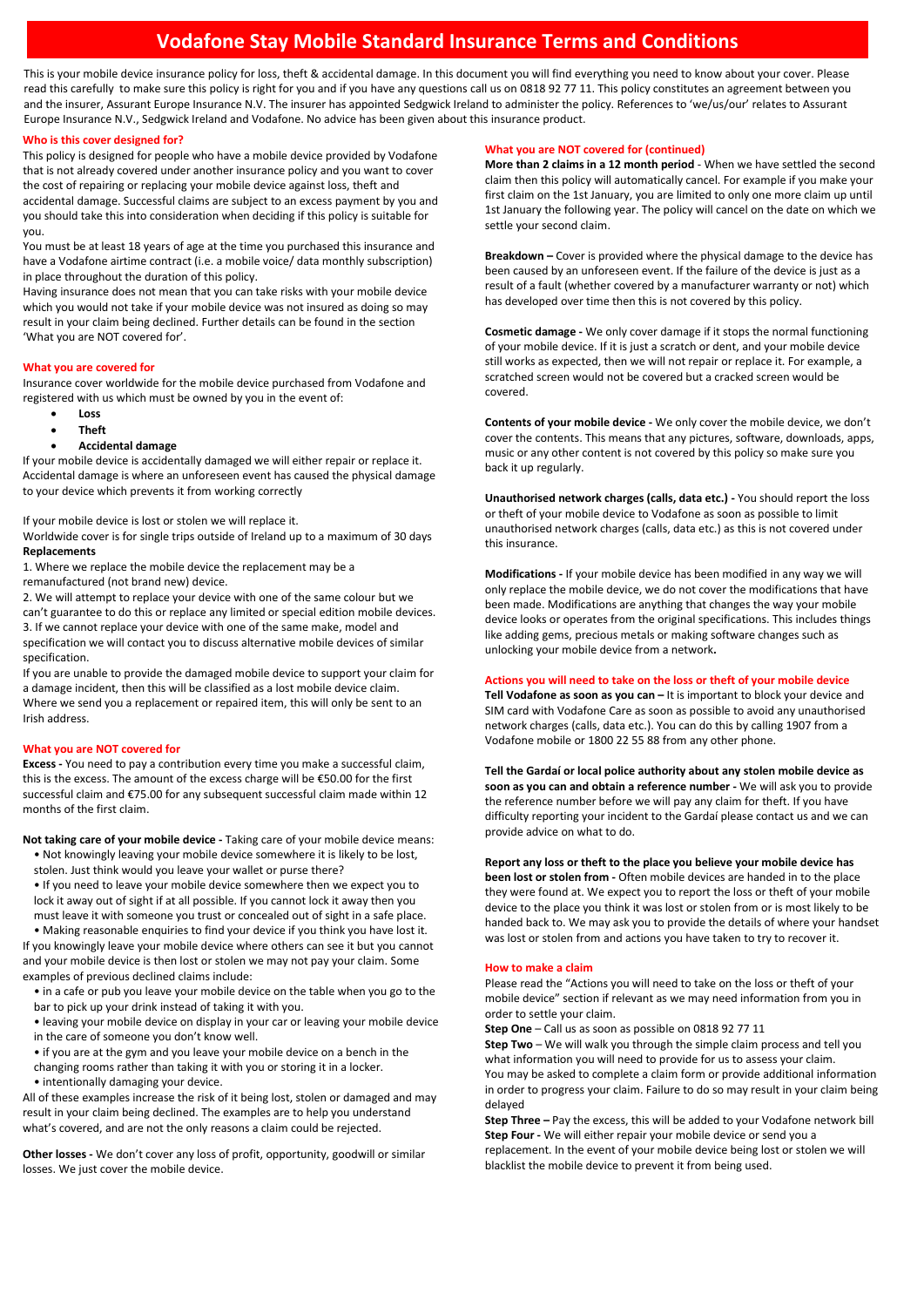# Vodafone Stay Mobile Standard Insurance Terms and Conditions

This is your mobile device insurance policy for loss, theft & accidental damage. In this document you will find everything you need to know about your cover. Please read this carefully to make sure this policy is right for you and if you have any questions call us on 0818 92 77 11. This policy constitutes an agreement between you and the insurer, Assurant Europe Insurance N.V. The insurer has appointed Sedgwick Ireland to administer the policy. References to 'we/us/our' relates to Assurant Europe Insurance N.V., Sedgwick Ireland and Vodafone. No advice has been given about this insurance product.

## Who is this cover designed for?

This policy is designed for people who have a mobile device provided by Vodafone that is not already covered under another insurance policy and you want to cover the cost of repairing or replacing your mobile device against loss, theft and accidental damage. Successful claims are subject to an excess payment by you and you should take this into consideration when deciding if this policy is suitable for you.

You must be at least 18 years of age at the time you purchased this insurance and have a Vodafone airtime contract (i.e. a mobile voice/ data monthly subscription) in place throughout the duration of this policy.

Having insurance does not mean that you can take risks with your mobile device which you would not take if your mobile device was not insured as doing so may result in your claim being declined. Further details can be found in the section 'What you are NOT covered for'.

## What you are covered for

Insurance cover worldwide for the mobile device purchased from Vodafone and registered with us which must be owned by you in the event of:

- **Loss**
- **Theft**
- **Accidental damage**

If your mobile device is accidentally damaged we will either repair or replace it. Accidental damage is where an unforeseen event has caused the physical damage to your device which prevents it from working correctly

If your mobile device is lost or stolen we will replace it.

Worldwide cover is for single trips outside of Ireland up to a maximum of 30 days

**Replacements**

1. Where we replace the mobile device the replacement may be a remanufactured (not brand new) device.
2. We will attempt to replace your device with one of the same colour but we can't guarantee to do this or replace any limited or special edition mobile devices.
3. If we cannot replace your device with one of the same make, model and specification we will contact you to discuss alternative mobile devices of similar specification.

If you are unable to provide the damaged mobile device to support your claim for a damage incident, then this will be classified as a lost mobile device claim. Where we send you a replacement or repaired item, this will only be sent to an Irish address.

## What you are NOT covered for

**Excess -** You need to pay a contribution every time you make a successful claim, this is the excess. The amount of the excess charge will be €50.00 for the first successful claim and €75.00 for any subsequent successful claim made within 12 months of the first claim.

**Not taking care of your mobile device -** Taking care of your mobile device means:

- Not knowingly leaving your mobile device somewhere it is likely to be lost, stolen. Just think would you leave your wallet or purse there?
- If you need to leave your mobile device somewhere then we expect you to lock it away out of sight if at all possible. If you cannot lock it away then you must leave it with someone you trust or concealed out of sight in a safe place.
- Making reasonable enquiries to find your device if you think you have lost it.

If you knowingly leave your mobile device where others can see it but you cannot and your mobile device is then lost or stolen we may not pay your claim. Some examples of previous declined claims include:

- in a cafe or pub you leave your mobile device on the table when you go to the bar to pick up your drink instead of taking it with you.
- leaving your mobile device on display in your car or leaving your mobile device in the care of someone you don't know well.
- if you are at the gym and you leave your mobile device on a bench in the changing rooms rather than taking it with you or storing it in a locker.
- intentionally damaging your device.

All of these examples increase the risk of it being lost, stolen or damaged and may result in your claim being declined. The examples are to help you understand what's covered, and are not the only reasons a claim could be rejected.

**Other losses -** We don't cover any loss of profit, opportunity, goodwill or similar losses. We just cover the mobile device.

## What you are NOT covered for (continued)

**More than 2 claims in a 12 month period** - When we have settled the second claim then this policy will automatically cancel. For example if you make your first claim on the 1st January, you are limited to only one more claim up until 1st January the following year. The policy will cancel on the date on which we settle your second claim.

**Breakdown –** Cover is provided where the physical damage to the device has been caused by an unforeseen event. If the failure of the device is just as a result of a fault (whether covered by a manufacturer warranty or not) which has developed over time then this is not covered by this policy.

**Cosmetic damage -** We only cover damage if it stops the normal functioning of your mobile device. If it is just a scratch or dent, and your mobile device still works as expected, then we will not repair or replace it. For example, a scratched screen would not be covered but a cracked screen would be covered.

**Contents of your mobile device -** We only cover the mobile device, we don't cover the contents. This means that any pictures, software, downloads, apps, music or any other content is not covered by this policy so make sure you back it up regularly.

**Unauthorised network charges (calls, data etc.) -** You should report the loss or theft of your mobile device to Vodafone as soon as possible to limit unauthorised network charges (calls, data etc.) as this is not covered under this insurance.

**Modifications -** If your mobile device has been modified in any way we will only replace the mobile device, we do not cover the modifications that have been made. Modifications are anything that changes the way your mobile device looks or operates from the original specifications. This includes things like adding gems, precious metals or making software changes such as unlocking your mobile device from a network**.**

## Actions you will need to take on the loss or theft of your mobile device

**Tell Vodafone as soon as you can –** It is important to block your device and SIM card with Vodafone Care as soon as possible to avoid any unauthorised network charges (calls, data etc.). You can do this by calling 1907 from a Vodafone mobile or 1800 22 55 88 from any other phone.

**Tell the Gardaí or local police authority about any stolen mobile device as soon as you can and obtain a reference number -** We will ask you to provide the reference number before we will pay any claim for theft. If you have difficulty reporting your incident to the Gardaí please contact us and we can provide advice on what to do.

**Report any loss or theft to the place you believe your mobile device has been lost or stolen from -** Often mobile devices are handed in to the place they were found at. We expect you to report the loss or theft of your mobile device to the place you think it was lost or stolen from or is most likely to be handed back to. We may ask you to provide the details of where your handset was lost or stolen from and actions you have taken to try to recover it.

## How to make a claim

Please read the "Actions you will need to take on the loss or theft of your mobile device" section if relevant as we may need information from you in order to settle your claim.

**Step One** – Call us as soon as possible on 0818 92 77 11

**Step Two** – We will walk you through the simple claim process and tell you what information you will need to provide for us to assess your claim. You may be asked to complete a claim form or provide additional information in order to progress your claim. Failure to do so may result in your claim being delayed

**Step Three –** Pay the excess, this will be added to your Vodafone network bill

**Step Four -** We will either repair your mobile device or send you a replacement. In the event of your mobile device being lost or stolen we will blacklist the mobile device to prevent it from being used.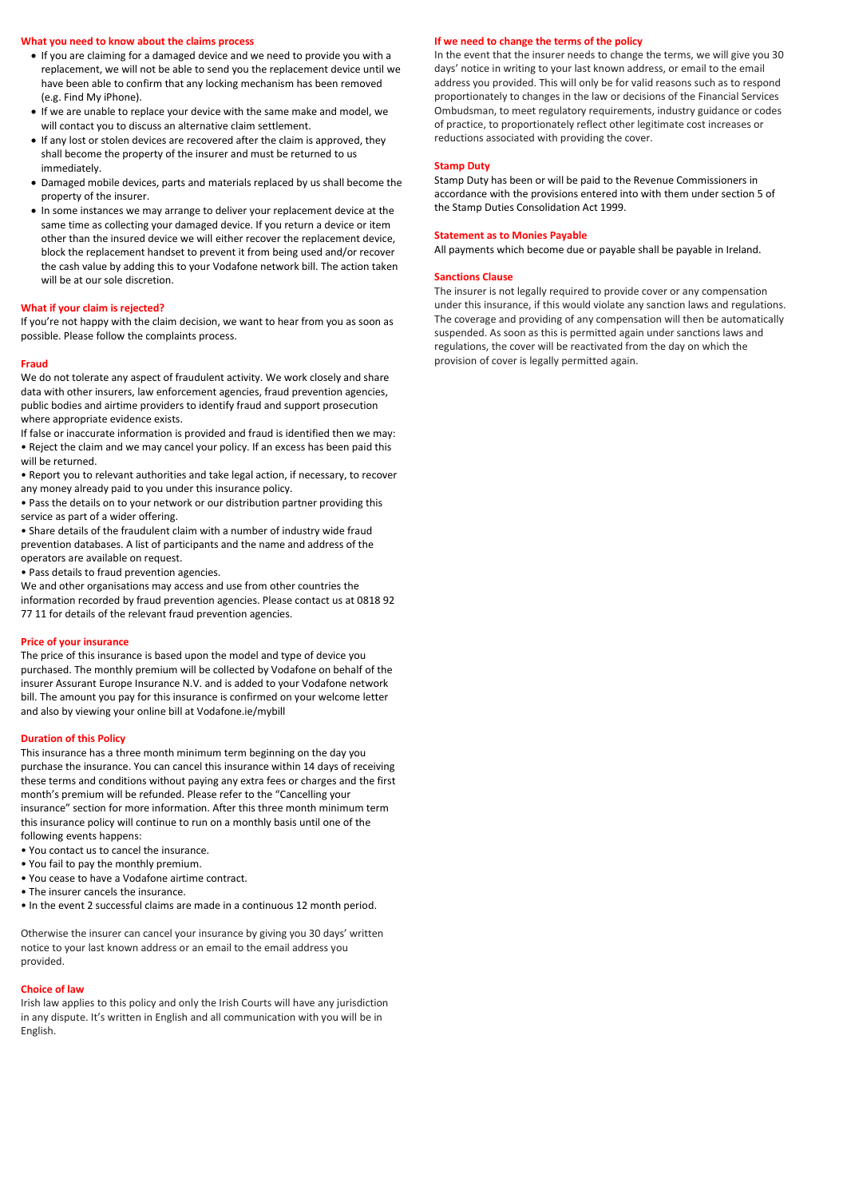### What you need to know about the claims process

- If you are claiming for a damaged device and we need to provide you with a replacement, we will not be able to send you the replacement device until we have been able to confirm that any locking mechanism has been removed (e.g. Find My iPhone).
- If we are unable to replace your device with the same make and model, we will contact you to discuss an alternative claim settlement.
- If any lost or stolen devices are recovered after the claim is approved, they shall become the property of the insurer and must be returned to us immediately.
- Damaged mobile devices, parts and materials replaced by us shall become the property of the insurer.
- In some instances we may arrange to deliver your replacement device at the same time as collecting your damaged device. If you return a device or item other than the insured device we will either recover the replacement device, block the replacement handset to prevent it from being used and/or recover the cash value by adding this to your Vodafone network bill. The action taken will be at our sole discretion.

### What if your claim is rejected?

If you're not happy with the claim decision, we want to hear from you as soon as possible. Please follow the complaints process.

### Fraud

We do not tolerate any aspect of fraudulent activity. We work closely and share data with other insurers, law enforcement agencies, fraud prevention agencies, public bodies and airtime providers to identify fraud and support prosecution where appropriate evidence exists.

If false or inaccurate information is provided and fraud is identified then we may:

- Reject the claim and we may cancel your policy. If an excess has been paid this will be returned.
- Report you to relevant authorities and take legal action, if necessary, to recover any money already paid to you under this insurance policy.
- Pass the details on to your network or our distribution partner providing this service as part of a wider offering.
- Share details of the fraudulent claim with a number of industry wide fraud prevention databases. A list of participants and the name and address of the operators are available on request.
- Pass details to fraud prevention agencies.

We and other organisations may access and use from other countries the information recorded by fraud prevention agencies. Please contact us at 0818 92 77 11 for details of the relevant fraud prevention agencies.

### Price of your insurance

The price of this insurance is based upon the model and type of device you purchased. The monthly premium will be collected by Vodafone on behalf of the insurer Assurant Europe Insurance N.V. and is added to your Vodafone network bill. The amount you pay for this insurance is confirmed on your welcome letter and also by viewing your online bill at Vodafone.ie/mybill

### Duration of this Policy

This insurance has a three month minimum term beginning on the day you purchase the insurance. You can cancel this insurance within 14 days of receiving these terms and conditions without paying any extra fees or charges and the first month's premium will be refunded. Please refer to the "Cancelling your insurance" section for more information. After this three month minimum term this insurance policy will continue to run on a monthly basis until one of the following events happens:

- You contact us to cancel the insurance.
- You fail to pay the monthly premium.
- You cease to have a Vodafone airtime contract.
- The insurer cancels the insurance.
- In the event 2 successful claims are made in a continuous 12 month period.

Otherwise the insurer can cancel your insurance by giving you 30 days' written notice to your last known address or an email to the email address you provided.

### Choice of law

Irish law applies to this policy and only the Irish Courts will have any jurisdiction in any dispute. It's written in English and all communication with you will be in English.

### If we need to change the terms of the policy

In the event that the insurer needs to change the terms, we will give you 30 days' notice in writing to your last known address, or email to the email address you provided. This will only be for valid reasons such as to respond proportionately to changes in the law or decisions of the Financial Services Ombudsman, to meet regulatory requirements, industry guidance or codes of practice, to proportionately reflect other legitimate cost increases or reductions associated with providing the cover.

### Stamp Duty

Stamp Duty has been or will be paid to the Revenue Commissioners in accordance with the provisions entered into with them under section 5 of the Stamp Duties Consolidation Act 1999.

### Statement as to Monies Payable

All payments which become due or payable shall be payable in Ireland.

### Sanctions Clause

The insurer is not legally required to provide cover or any compensation under this insurance, if this would violate any sanction laws and regulations. The coverage and providing of any compensation will then be automatically suspended. As soon as this is permitted again under sanctions laws and regulations, the cover will be reactivated from the day on which the provision of cover is legally permitted again.